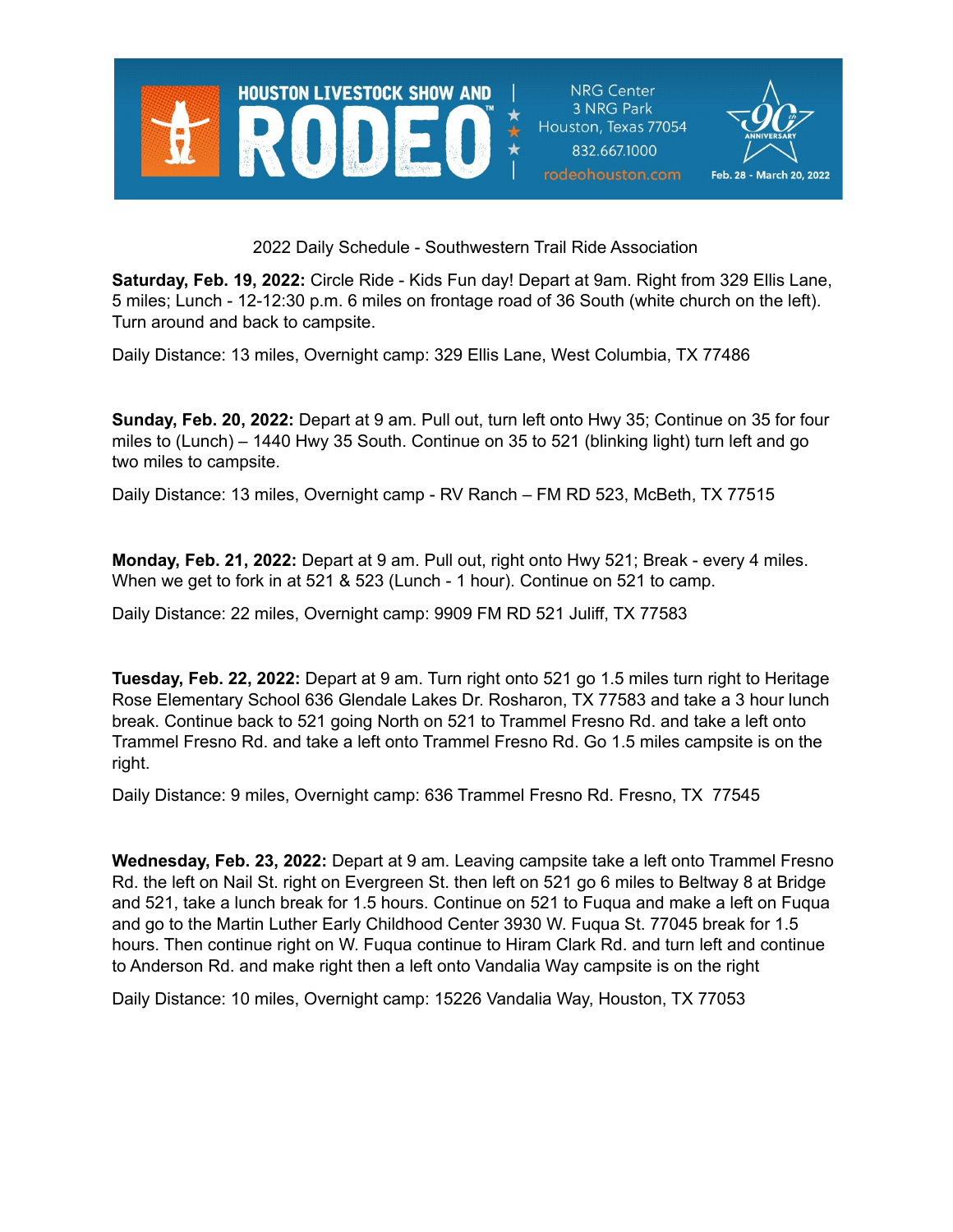HOUSTON LIVESTOCK SHOW AND RODEO™ | NRG Center, 3 NRG Park, Houston, Texas 77054 | 832.667.1000 | rodeohouston.com | 90th Anniversary | Feb. 28 - March 20, 2022

## 2022 Daily Schedule - Southwestern Trail Ride Association

**Saturday, Feb. 19, 2022:** Circle Ride - Kids Fun day! Depart at 9am. Right from 329 Ellis Lane, 5 miles; Lunch - 12-12:30 p.m. 6 miles on frontage road of 36 South (white church on the left). Turn around and back to campsite.

Daily Distance: 13 miles, Overnight camp: 329 Ellis Lane, West Columbia, TX 77486

**Sunday, Feb. 20, 2022:** Depart at 9 am. Pull out, turn left onto Hwy 35; Continue on 35 for four miles to (Lunch) – 1440 Hwy 35 South. Continue on 35 to 521 (blinking light) turn left and go two miles to campsite.

Daily Distance: 13 miles, Overnight camp - RV Ranch – FM RD 523, McBeth, TX 77515

**Monday, Feb. 21, 2022:** Depart at 9 am. Pull out, right onto Hwy 521; Break - every 4 miles. When we get to fork in at 521 & 523 (Lunch - 1 hour). Continue on 521 to camp.

Daily Distance: 22 miles, Overnight camp: 9909 FM RD 521 Juliff, TX 77583

**Tuesday, Feb. 22, 2022:** Depart at 9 am. Turn right onto 521 go 1.5 miles turn right to Heritage Rose Elementary School 636 Glendale Lakes Dr. Rosharon, TX 77583 and take a 3 hour lunch break. Continue back to 521 going North on 521 to Trammel Fresno Rd. and take a left onto Trammel Fresno Rd. and take a left onto Trammel Fresno Rd. Go 1.5 miles campsite is on the right.

Daily Distance: 9 miles, Overnight camp: 636 Trammel Fresno Rd. Fresno, TX 77545

**Wednesday, Feb. 23, 2022:** Depart at 9 am. Leaving campsite take a left onto Trammel Fresno Rd. the left on Nail St. right on Evergreen St. then left on 521 go 6 miles to Beltway 8 at Bridge and 521, take a lunch break for 1.5 hours. Continue on 521 to Fuqua and make a left on Fuqua and go to the Martin Luther Early Childhood Center 3930 W. Fuqua St. 77045 break for 1.5 hours. Then continue right on W. Fuqua continue to Hiram Clark Rd. and turn left and continue to Anderson Rd. and make right then a left onto Vandalia Way campsite is on the right

Daily Distance: 10 miles, Overnight camp: 15226 Vandalia Way, Houston, TX 77053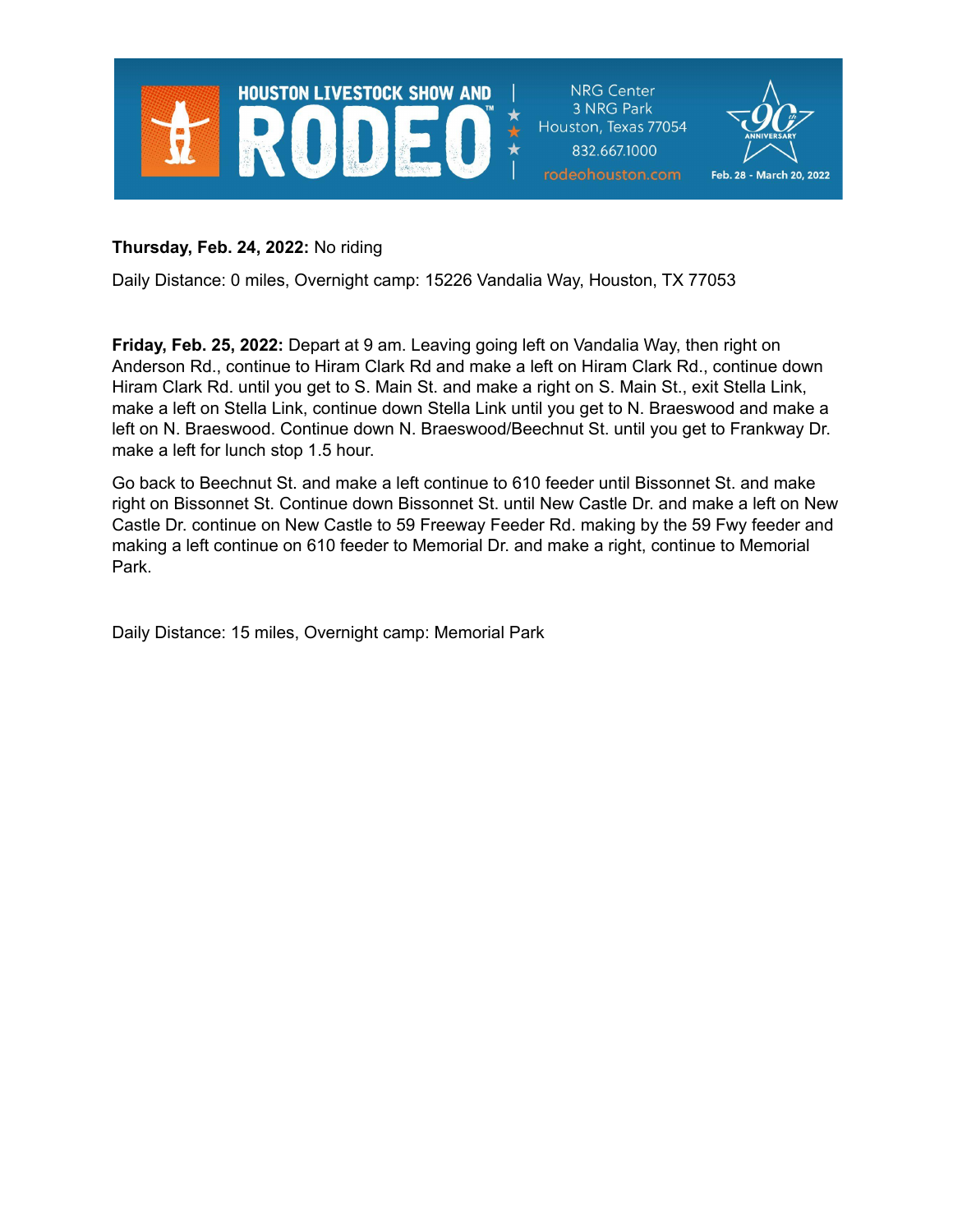HOUSTON LIVESTOCK SHOW AND RODEO™

NRG Center
3 NRG Park
Houston, Texas 77054
832.667.1000
rodeohouston.com

90th ANNIVERSARY
Feb. 28 - March 20, 2022

**Thursday, Feb. 24, 2022:** No riding

Daily Distance: 0 miles, Overnight camp: 15226 Vandalia Way, Houston, TX 77053

**Friday, Feb. 25, 2022:** Depart at 9 am. Leaving going left on Vandalia Way, then right on Anderson Rd., continue to Hiram Clark Rd and make a left on Hiram Clark Rd., continue down Hiram Clark Rd. until you get to S. Main St. and make a right on S. Main St., exit Stella Link, make a left on Stella Link, continue down Stella Link until you get to N. Braeswood and make a left on N. Braeswood. Continue down N. Braeswood/Beechnut St. until you get to Frankway Dr. make a left for lunch stop 1.5 hour.

Go back to Beechnut St. and make a left continue to 610 feeder until Bissonnet St. and make right on Bissonnet St. Continue down Bissonnet St. until New Castle Dr. and make a left on New Castle Dr. continue on New Castle to 59 Freeway Feeder Rd. making by the 59 Fwy feeder and making a left continue on 610 feeder to Memorial Dr. and make a right, continue to Memorial Park.

Daily Distance: 15 miles, Overnight camp: Memorial Park